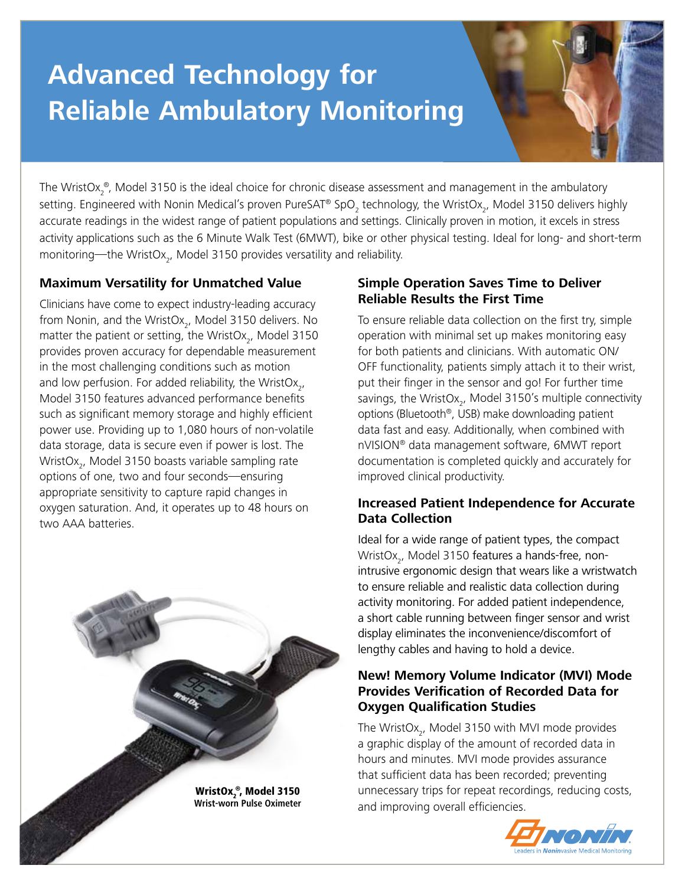# Advanced Technology for Reliable Ambulatory Monitoring

The WristOx$_2$®, Model 3150 is the ideal choice for chronic disease assessment and management in the ambulatory setting. Engineered with Nonin Medical's proven PureSAT® $SpO_2$ technology, the WristOx$_2$, Model 3150 delivers highly accurate readings in the widest range of patient populations and settings. Clinically proven in motion, it excels in stress activity applications such as the 6 Minute Walk Test (6MWT), bike or other physical testing. Ideal for long- and short-term monitoring—the WristOx$_2$, Model 3150 provides versatility and reliability.

## Maximum Versatility for Unmatched Value

Clinicians have come to expect industry-leading accuracy from Nonin, and the WristOx$_2$, Model 3150 delivers. No matter the patient or setting, the WristOx$_2$, Model 3150 provides proven accuracy for dependable measurement in the most challenging conditions such as motion and low perfusion. For added reliability, the WristOx$_2$, Model 3150 features advanced performance benefits such as significant memory storage and highly efficient power use. Providing up to 1,080 hours of non-volatile data storage, data is secure even if power is lost. The WristOx$_2$, Model 3150 boasts variable sampling rate options of one, two and four seconds—ensuring appropriate sensitivity to capture rapid changes in oxygen saturation. And, it operates up to 48 hours on two AAA batteries.

**WristOx$_2$®, Model 3150**
**Wrist-worn Pulse Oximeter**

## Simple Operation Saves Time to Deliver Reliable Results the First Time

To ensure reliable data collection on the first try, simple operation with minimal set up makes monitoring easy for both patients and clinicians. With automatic ON/OFF functionality, patients simply attach it to their wrist, put their finger in the sensor and go! For further time savings, the WristOx$_2$, Model 3150's multiple connectivity options (Bluetooth®, USB) make downloading patient data fast and easy. Additionally, when combined with nVISION® data management software, 6MWT report documentation is completed quickly and accurately for improved clinical productivity.

## Increased Patient Independence for Accurate Data Collection

Ideal for a wide range of patient types, the compact WristOx$_2$, Model 3150 features a hands-free, non-intrusive ergonomic design that wears like a wristwatch to ensure reliable and realistic data collection during activity monitoring. For added patient independence, a short cable running between finger sensor and wrist display eliminates the inconvenience/discomfort of lengthy cables and having to hold a device.

## New! Memory Volume Indicator (MVI) Mode Provides Verification of Recorded Data for Oxygen Qualification Studies

The WristOx$_2$, Model 3150 with MVI mode provides a graphic display of the amount of recorded data in hours and minutes. MVI mode provides assurance that sufficient data has been recorded; preventing unnecessary trips for repeat recordings, reducing costs, and improving overall efficiencies.

NONIN
Leaders in Noninvasive Medical Monitoring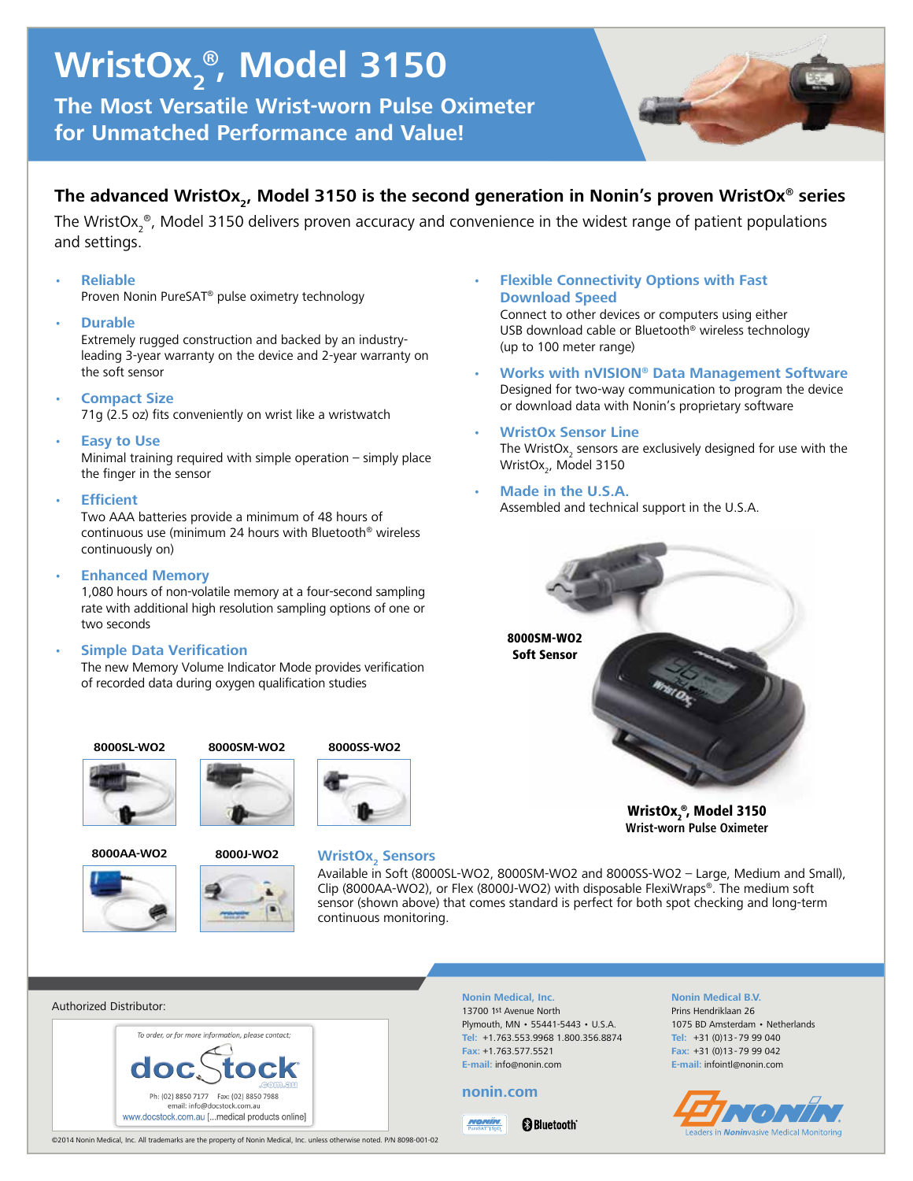# WristOx$_2$®, Model 3150

## The Most Versatile Wrist-worn Pulse Oximeter for Unmatched Performance and Value!

### The advanced WristOx$_2$, Model 3150 is the second generation in Nonin's proven WristOx® series

The WristOx$_2$®, Model 3150 delivers proven accuracy and convenience in the widest range of patient populations and settings.

- **Reliable**
  Proven Nonin PureSAT® pulse oximetry technology
- **Durable**
  Extremely rugged construction and backed by an industry-leading 3-year warranty on the device and 2-year warranty on the soft sensor
- **Compact Size**
  71g (2.5 oz) fits conveniently on wrist like a wristwatch
- **Easy to Use**
  Minimal training required with simple operation – simply place the finger in the sensor
- **Efficient**
  Two AAA batteries provide a minimum of 48 hours of continuous use (minimum 24 hours with Bluetooth® wireless continuously on)
- **Enhanced Memory**
  1,080 hours of non-volatile memory at a four-second sampling rate with additional high resolution sampling options of one or two seconds
- **Simple Data Verification**
  The new Memory Volume Indicator Mode provides verification of recorded data during oxygen qualification studies
- **Flexible Connectivity Options with Fast Download Speed**
  Connect to other devices or computers using either USB download cable or Bluetooth® wireless technology (up to 100 meter range)
- **Works with nVISION® Data Management Software**
  Designed for two-way communication to program the device or download data with Nonin's proprietary software
- **WristOx Sensor Line**
  The WristOx$_2$ sensors are exclusively designed for use with the WristOx$_2$, Model 3150
- **Made in the U.S.A.**
  Assembled and technical support in the U.S.A.

8000SM-WO2
Soft Sensor

WristOx$_2$®, Model 3150
Wrist-worn Pulse Oximeter

8000SL-WO2

8000SM-WO2

8000SS-WO2

8000AA-WO2

8000J-WO2

### WristOx$_2$ Sensors

Available in Soft (8000SL-WO2, 8000SM-WO2 and 8000SS-WO2 – Large, Medium and Small), Clip (8000AA-WO2), or Flex (8000J-WO2) with disposable FlexiWraps®. The medium soft sensor (shown above) that comes standard is perfect for both spot checking and long-term continuous monitoring.

Authorized Distributor:

To order, or for more information, please contact;
docstock.com.au
Ph: (02) 8850 7177 Fax: (02) 8850 7988
email: info@docstock.com.au
www.docstock.com.au [...medical products online]

**Nonin Medical, Inc.**
13700 1st Avenue North
Plymouth, MN • 55441-5443 • U.S.A.
Tel: +1.763.553.9968 1.800.356.8874
Fax: +1.763.577.5521
E-mail: info@nonin.com

**nonin.com**

**Nonin Medical B.V.**
Prins Hendriklaan 26
1075 BD Amsterdam • Netherlands
Tel: +31 (0)13-79 99 040
Fax: +31 (0)13-79 99 042
E-mail: infointl@nonin.com

NONIN
Leaders in Noninvasive Medical Monitoring

©2014 Nonin Medical, Inc. All trademarks are the property of Nonin Medical, Inc. unless otherwise noted. P/N 8098-001-02